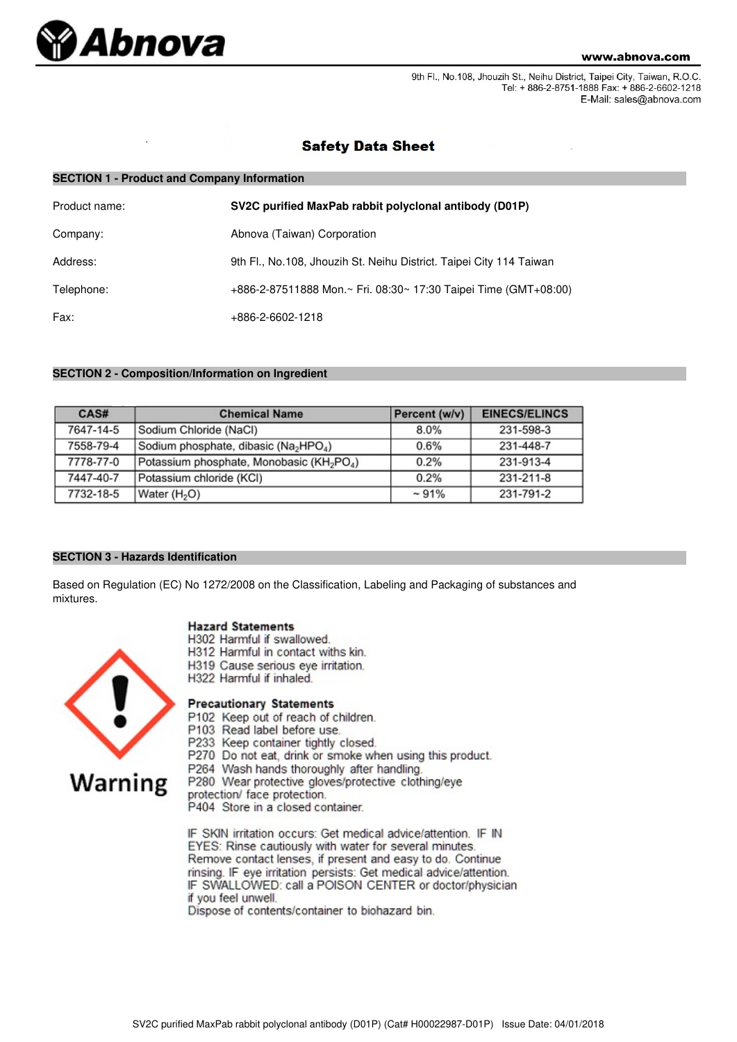# Safety Data Sheet

www.abnova.com

9th Fl., No.108, Jhouzih St., Neihu District, Taipei City, Taiwan, R.O.C.
Tel: + 886-2-8751-1888 Fax: + 886-2-6602-1218
E-Mail: sales@abnova.com

## SECTION 1 - Product and Company Information

| | |
|---|---|
| Product name: | **SV2C purified MaxPab rabbit polyclonal antibody (D01P)** |
| Company: | Abnova (Taiwan) Corporation |
| Address: | 9th Fl., No.108, Jhouzih St. Neihu District. Taipei City 114 Taiwan |
| Telephone: | +886-2-87511888 Mon.~ Fri. 08:30~ 17:30 Taipei Time (GMT+08:00) |
| Fax: | +886-2-6602-1218 |

## SECTION 2 - Composition/Information on Ingredient

| CAS# | Chemical Name | Percent (w/v) | EINECS/ELINCS |
|---|---|---|---|
| 7647-14-5 | Sodium Chloride (NaCl) | 8.0% | 231-598-3 |
| 7558-79-4 | Sodium phosphate, dibasic ($Na_2HPO_4$) | 0.6% | 231-448-7 |
| 7778-77-0 | Potassium phosphate, Monobasic ($KH_2PO_4$) | 0.2% | 231-913-4 |
| 7447-40-7 | Potassium chloride (KCl) | 0.2% | 231-211-8 |
| 7732-18-5 | Water ($H_2O$) | ~ 91% | 231-791-2 |

## SECTION 3 - Hazards Identification

Based on Regulation (EC) No 1272/2008 on the Classification, Labeling and Packaging of substances and mixtures.

Warning

**Hazard Statements**
H302 Harmful if swallowed.
H312 Harmful in contact withs kin.
H319 Cause serious eye irritation.
H322 Harmful if inhaled.

**Precautionary Statements**
P102 Keep out of reach of children.
P103 Read label before use.
P233 Keep container tightly closed.
P270 Do not eat, drink or smoke when using this product.
P264 Wash hands thoroughly after handling.
P280 Wear protective gloves/protective clothing/eye protection/ face protection.
P404 Store in a closed container.

IF SKIN irritation occurs: Get medical advice/attention. IF IN EYES: Rinse cautiously with water for several minutes. Remove contact lenses, if present and easy to do. Continue rinsing. IF eye irritation persists: Get medical advice/attention. IF SWALLOWED: call a POISON CENTER or doctor/physician if you feel unwell.
Dispose of contents/container to biohazard bin.

SV2C purified MaxPab rabbit polyclonal antibody (D01P) (Cat# H00022987-D01P) Issue Date: 04/01/2018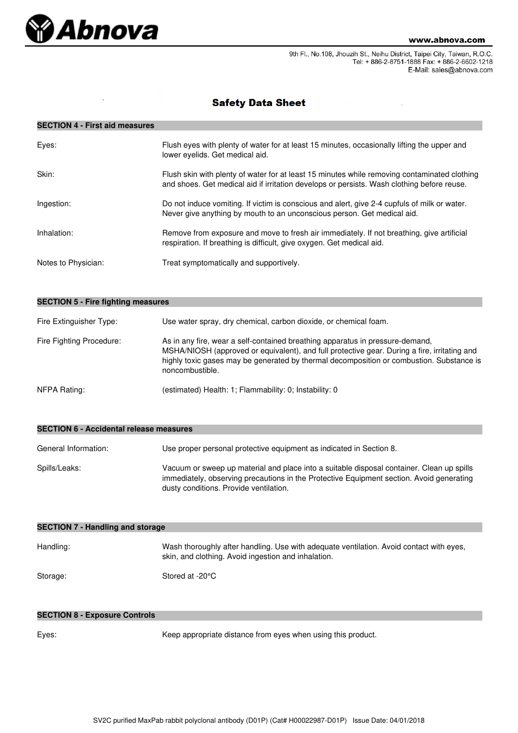# Safety Data Sheet

## SECTION 4 - First aid measures

| | |
|---|---|
| Eyes: | Flush eyes with plenty of water for at least 15 minutes, occasionally lifting the upper and lower eyelids. Get medical aid. |
| Skin: | Flush skin with plenty of water for at least 15 minutes while removing contaminated clothing and shoes. Get medical aid if irritation develops or persists. Wash clothing before reuse. |
| Ingestion: | Do not induce vomiting. If victim is conscious and alert, give 2-4 cupfuls of milk or water. Never give anything by mouth to an unconscious person. Get medical aid. |
| Inhalation: | Remove from exposure and move to fresh air immediately. If not breathing, give artificial respiration. If breathing is difficult, give oxygen. Get medical aid. |
| Notes to Physician: | Treat symptomatically and supportively. |

## SECTION 5 - Fire fighting measures

| | |
|---|---|
| Fire Extinguisher Type: | Use water spray, dry chemical, carbon dioxide, or chemical foam. |
| Fire Fighting Procedure: | As in any fire, wear a self-contained breathing apparatus in pressure-demand, MSHA/NIOSH (approved or equivalent), and full protective gear. During a fire, irritating and highly toxic gases may be generated by thermal decomposition or combustion. Substance is noncombustible. |
| NFPA Rating: | (estimated) Health: 1; Flammability: 0; Instability: 0 |

## SECTION 6 - Accidental release measures

| | |
|---|---|
| General Information: | Use proper personal protective equipment as indicated in Section 8. |
| Spills/Leaks: | Vacuum or sweep up material and place into a suitable disposal container. Clean up spills immediately, observing precautions in the Protective Equipment section. Avoid generating dusty conditions. Provide ventilation. |

## SECTION 7 - Handling and storage

| | |
|---|---|
| Handling: | Wash thoroughly after handling. Use with adequate ventilation. Avoid contact with eyes, skin, and clothing. Avoid ingestion and inhalation. |
| Storage: | Stored at -20°C |

## SECTION 8 - Exposure Controls

| | |
|---|---|
| Eyes: | Keep appropriate distance from eyes when using this product. |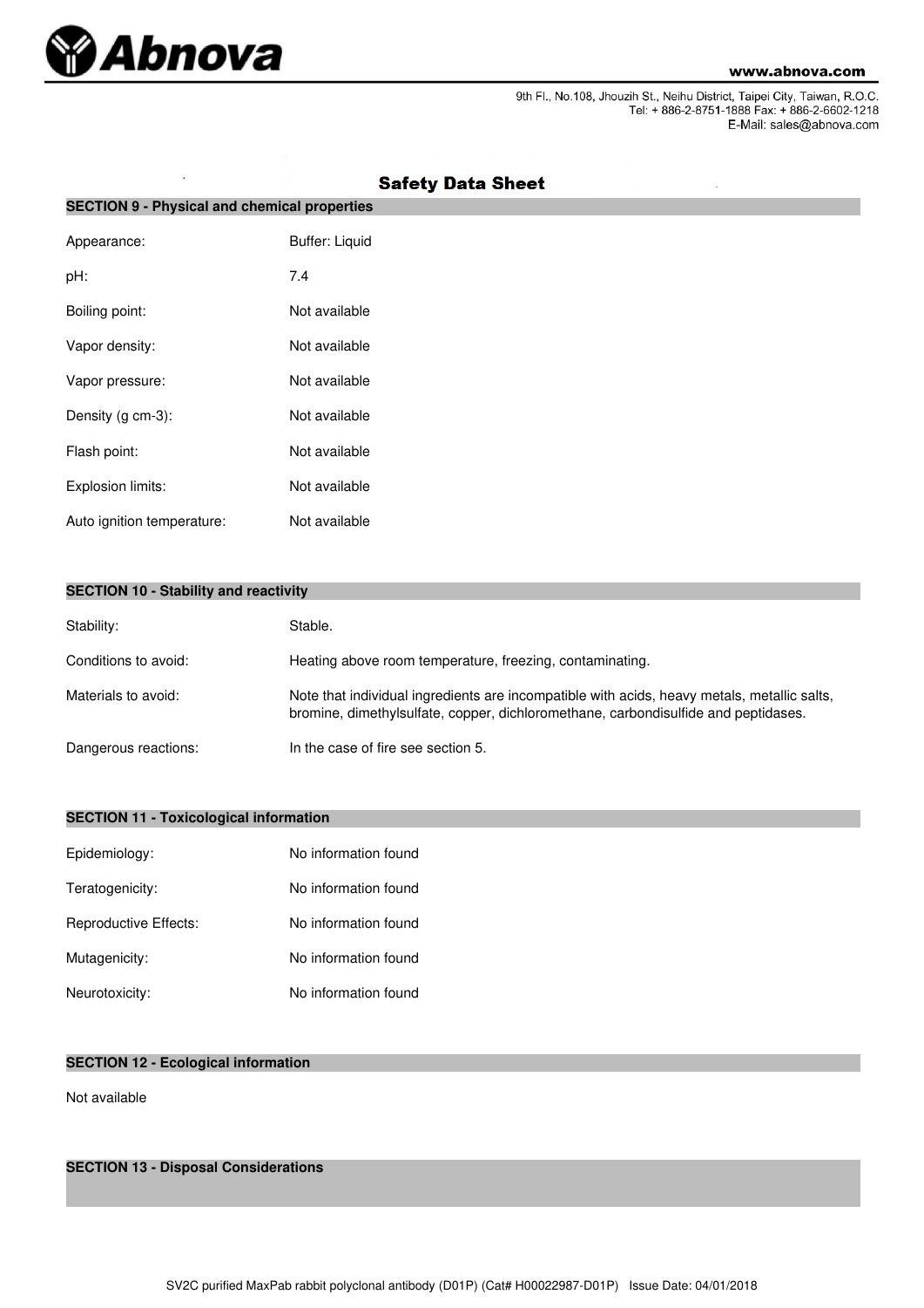## Safety Data Sheet

### SECTION 9 - Physical and chemical properties

| | |
|---|---|
| Appearance: | Buffer: Liquid |
| pH: | 7.4 |
| Boiling point: | Not available |
| Vapor density: | Not available |
| Vapor pressure: | Not available |
| Density (g cm-3): | Not available |
| Flash point: | Not available |
| Explosion limits: | Not available |
| Auto ignition temperature: | Not available |

### SECTION 10 - Stability and reactivity

| | |
|---|---|
| Stability: | Stable. |
| Conditions to avoid: | Heating above room temperature, freezing, contaminating. |
| Materials to avoid: | Note that individual ingredients are incompatible with acids, heavy metals, metallic salts, bromine, dimethylsulfate, copper, dichloromethane, carbondisulfide and peptidases. |
| Dangerous reactions: | In the case of fire see section 5. |

### SECTION 11 - Toxicological information

| | |
|---|---|
| Epidemiology: | No information found |
| Teratogenicity: | No information found |
| Reproductive Effects: | No information found |
| Mutagenicity: | No information found |
| Neurotoxicity: | No information found |

### SECTION 12 - Ecological information

Not available

### SECTION 13 - Disposal Considerations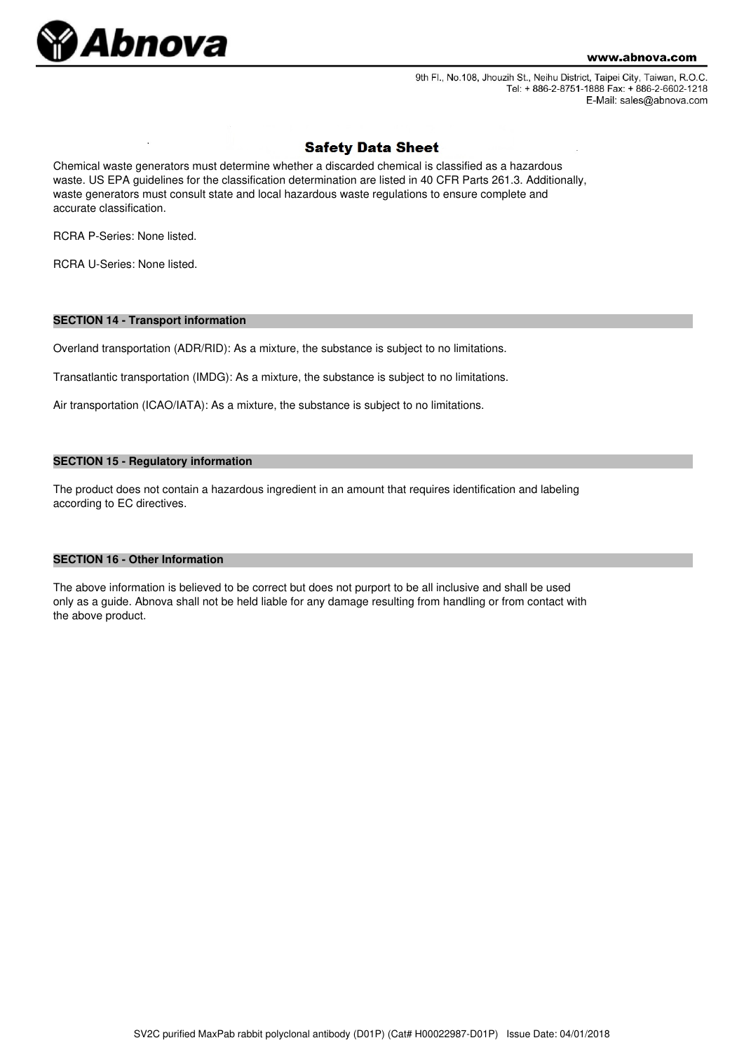Chemical waste generators must determine whether a discarded chemical is classified as a hazardous waste. US EPA guidelines for the classification determination are listed in 40 CFR Parts 261.3. Additionally, waste generators must consult state and local hazardous waste regulations to ensure complete and accurate classification.

RCRA P-Series: None listed.

RCRA U-Series: None listed.

## SECTION 14 - Transport information

Overland transportation (ADR/RID): As a mixture, the substance is subject to no limitations.

Transatlantic transportation (IMDG): As a mixture, the substance is subject to no limitations.

Air transportation (ICAO/IATA): As a mixture, the substance is subject to no limitations.

## SECTION 15 - Regulatory information

The product does not contain a hazardous ingredient in an amount that requires identification and labeling according to EC directives.

## SECTION 16 - Other Information

The above information is believed to be correct but does not purport to be all inclusive and shall be used only as a guide. Abnova shall not be held liable for any damage resulting from handling or from contact with the above product.